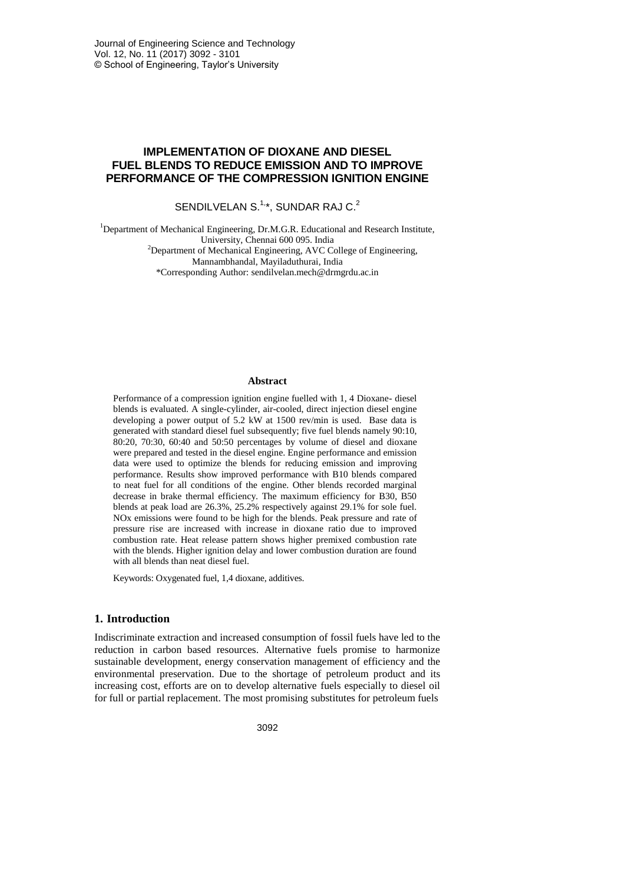# IMPLEMENTATION OF DIOXANE AND DIESEL FUEL BLENDS TO REDUCE EMISSION AND TO IMPROVE PERFORMANCE OF THE COMPRESSION IGNITION ENGINE

SENDILVELAN S.[1,*], SUNDAR RAJ C.[2]

[1]Department of Mechanical Engineering, Dr.M.G.R. Educational and Research Institute, University, Chennai 600 095. India

[2]Department of Mechanical Engineering, AVC College of Engineering, Mannambhandal, Mayiladuthurai, India

*Corresponding Author: sendilvelan.mech@drmgrdu.ac.in

### Abstract

Performance of a compression ignition engine fuelled with 1, 4 Dioxane- diesel blends is evaluated. A single-cylinder, air-cooled, direct injection diesel engine developing a power output of 5.2 kW at 1500 rev/min is used. Base data is generated with standard diesel fuel subsequently; five fuel blends namely 90:10, 80:20, 70:30, 60:40 and 50:50 percentages by volume of diesel and dioxane were prepared and tested in the diesel engine. Engine performance and emission data were used to optimize the blends for reducing emission and improving performance. Results show improved performance with B10 blends compared to neat fuel for all conditions of the engine. Other blends recorded marginal decrease in brake thermal efficiency. The maximum efficiency for B30, B50 blends at peak load are 26.3%, 25.2% respectively against 29.1% for sole fuel. NOx emissions were found to be high for the blends. Peak pressure and rate of pressure rise are increased with increase in dioxane ratio due to improved combustion rate. Heat release pattern shows higher premixed combustion rate with the blends. Higher ignition delay and lower combustion duration are found with all blends than neat diesel fuel.

Keywords: Oxygenated fuel, 1,4 dioxane, additives.

## 1. Introduction

Indiscriminate extraction and increased consumption of fossil fuels have led to the reduction in carbon based resources. Alternative fuels promise to harmonize sustainable development, energy conservation management of efficiency and the environmental preservation. Due to the shortage of petroleum product and its increasing cost, efforts are on to develop alternative fuels especially to diesel oil for full or partial replacement. The most promising substitutes for petroleum fuels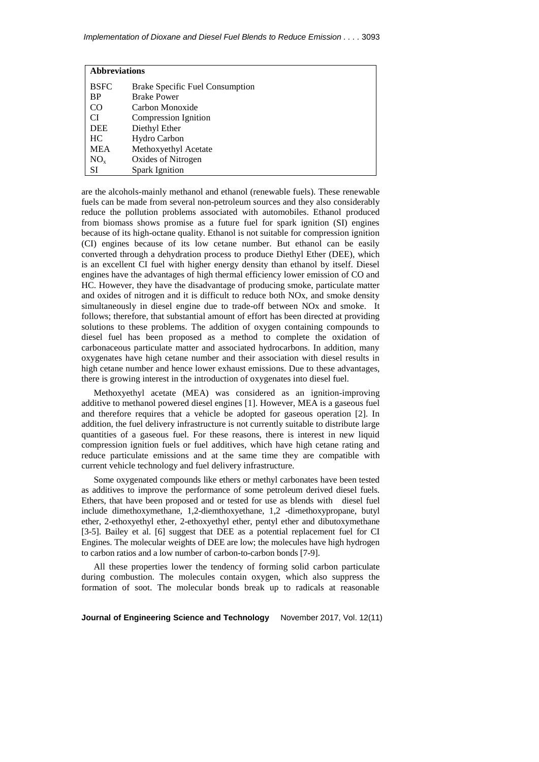| Abbreviations | |
|---|---|
| BSFC | Brake Specific Fuel Consumption |
| BP | Brake Power |
| CO | Carbon Monoxide |
| CI | Compression Ignition |
| DEE | Diethyl Ether |
| HC | Hydro Carbon |
| MEA | Methoxyethyl Acetate |
| $NO_x$ | Oxides of Nitrogen |
| SI | Spark Ignition |

are the alcohols-mainly methanol and ethanol (renewable fuels). These renewable fuels can be made from several non-petroleum sources and they also considerably reduce the pollution problems associated with automobiles. Ethanol produced from biomass shows promise as a future fuel for spark ignition (SI) engines because of its high-octane quality. Ethanol is not suitable for compression ignition (CI) engines because of its low cetane number. But ethanol can be easily converted through a dehydration process to produce Diethyl Ether (DEE), which is an excellent CI fuel with higher energy density than ethanol by itself. Diesel engines have the advantages of high thermal efficiency lower emission of CO and HC. However, they have the disadvantage of producing smoke, particulate matter and oxides of nitrogen and it is difficult to reduce both NOx, and smoke density simultaneously in diesel engine due to trade-off between NOx and smoke. It follows; therefore, that substantial amount of effort has been directed at providing solutions to these problems. The addition of oxygen containing compounds to diesel fuel has been proposed as a method to complete the oxidation of carbonaceous particulate matter and associated hydrocarbons. In addition, many oxygenates have high cetane number and their association with diesel results in high cetane number and hence lower exhaust emissions. Due to these advantages, there is growing interest in the introduction of oxygenates into diesel fuel.

Methoxyethyl acetate (MEA) was considered as an ignition-improving additive to methanol powered diesel engines [1]. However, MEA is a gaseous fuel and therefore requires that a vehicle be adopted for gaseous operation [2]. In addition, the fuel delivery infrastructure is not currently suitable to distribute large quantities of a gaseous fuel. For these reasons, there is interest in new liquid compression ignition fuels or fuel additives, which have high cetane rating and reduce particulate emissions and at the same time they are compatible with current vehicle technology and fuel delivery infrastructure.

Some oxygenated compounds like ethers or methyl carbonates have been tested as additives to improve the performance of some petroleum derived diesel fuels. Ethers, that have been proposed and or tested for use as blends with diesel fuel include dimethoxymethane, 1,2-diemthoxyethane, 1,2 -dimethoxypropane, butyl ether, 2-ethoxyethyl ether, 2-ethoxyethyl ether, pentyl ether and dibutoxymethane [3-5]. Bailey et al. [6] suggest that DEE as a potential replacement fuel for CI Engines. The molecular weights of DEE are low; the molecules have high hydrogen to carbon ratios and a low number of carbon-to-carbon bonds [7-9].

All these properties lower the tendency of forming solid carbon particulate during combustion. The molecules contain oxygen, which also suppress the formation of soot. The molecular bonds break up to radicals at reasonable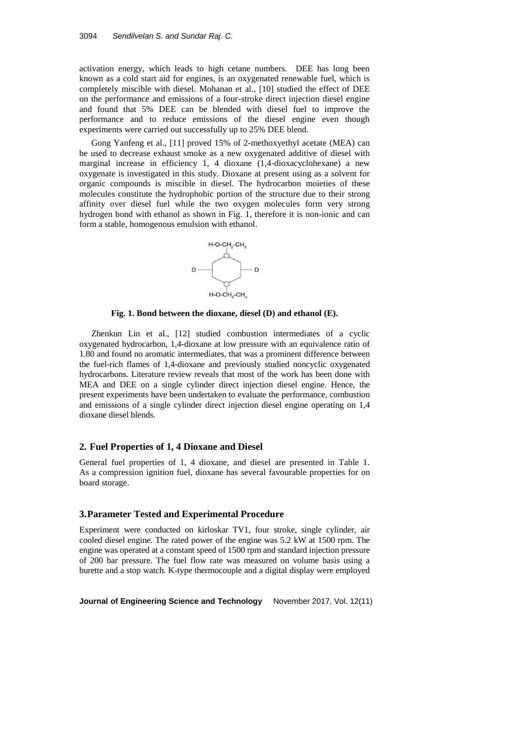activation energy, which leads to high cetane numbers. DEE has long been known as a cold start aid for engines, is an oxygenated renewable fuel, which is completely miscible with diesel. Mohanan et al., [10] studied the effect of DEE on the performance and emissions of a four-stroke direct injection diesel engine and found that 5% DEE can be blended with diesel fuel to improve the performance and to reduce emissions of the diesel engine even though experiments were carried out successfully up to 25% DEE blend.

Gong Yanfeng et al., [11] proved 15% of 2-methoxyethyl acetate (MEA) can be used to decrease exhaust smoke as a new oxygenated additive of diesel with marginal increase in efficiency 1, 4 dioxane (1,4-dioxacyclohexane) a new oxygenate is investigated in this study. Dioxane at present using as a solvent for organic compounds is miscible in diesel. The hydrocarbon moieties of these molecules constitute the hydrophobic portion of the structure due to their strong affinity over diesel fuel while the two oxygen molecules form very strong hydrogen bond with ethanol as shown in Fig. 1, therefore it is non-ionic and can form a stable, homogenous emulsion with ethanol.

$H\text{-}O\text{-}CH_2\text{-}CH_3$

D — — D

$H\text{-}O\text{-}CH_2\text{-}CH_3$

**Fig. 1. Bond between the dioxane, diesel (D) and ethanol (E).**

Zhenkun Lin et al., [12] studied combustion intermediates of a cyclic oxygenated hydrocarbon, 1,4-dioxane at low pressure with an equivalence ratio of 1.80 and found no aromatic intermediates, that was a prominent difference between the fuel-rich flames of 1,4-dioxane and previously studied noncyclic oxygenated hydrocarbons. Literature review reveals that most of the work has been done with MEA and DEE on a single cylinder direct injection diesel engine. Hence, the present experiments have been undertaken to evaluate the performance, combustion and emissions of a single cylinder direct injection diesel engine operating on 1,4 dioxane diesel blends.

## 2. Fuel Properties of 1, 4 Dioxane and Diesel

General fuel properties of 1, 4 dioxane, and diesel are presented in Table 1. As a compression ignition fuel, dioxane has several favourable properties for on board storage.

## 3. Parameter Tested and Experimental Procedure

Experiment were conducted on kirloskar TV1, four stroke, single cylinder, air cooled diesel engine. The rated power of the engine was 5.2 kW at 1500 rpm. The engine was operated at a constant speed of 1500 rpm and standard injection pressure of 200 bar pressure. The fuel flow rate was measured on volume basis using a burette and a stop watch. K-type thermocouple and a digital display were employed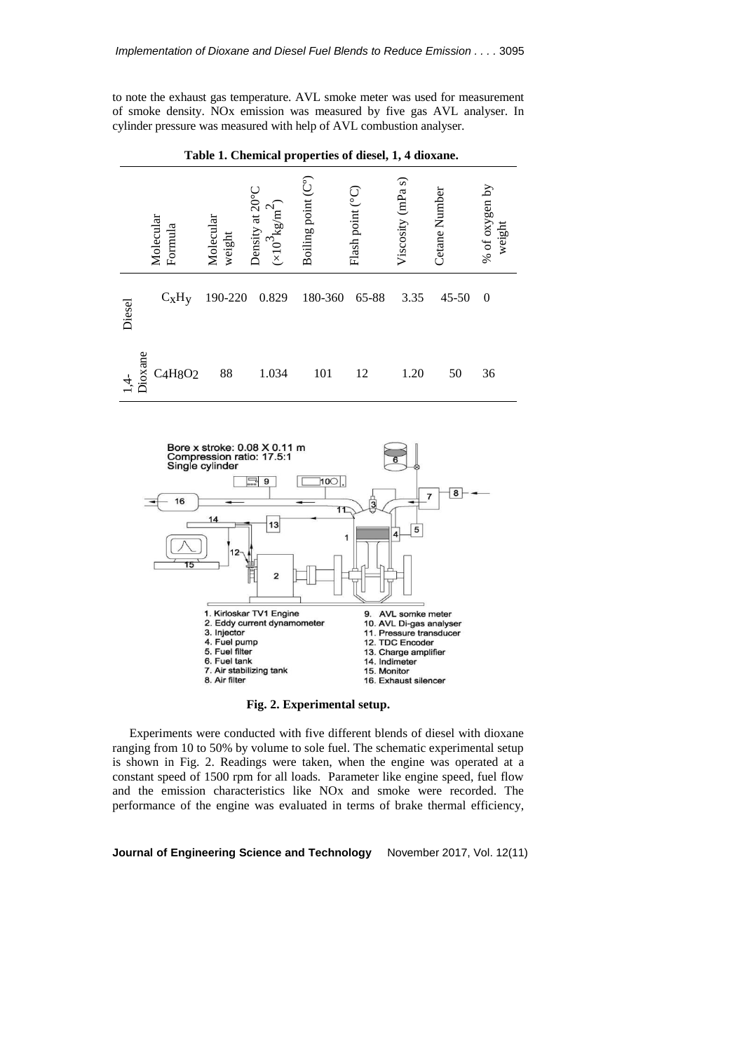to note the exhaust gas temperature. AVL smoke meter was used for measurement of smoke density. NOx emission was measured by five gas AVL analyser. In cylinder pressure was measured with help of AVL combustion analyser.

**Table 1. Chemical properties of diesel, 1, 4 dioxane.**

| | Molecular Formula | Molecular weight | Density at 20°C ($\times 10^3$ kg/m$^2$) | Boiling point (C°) | Flash point (°C) | Viscosity (mPa s) | Cetane Number | % of oxygen by weight |
|---|---|---|---|---|---|---|---|---|
| Diesel | $C_xH_y$ | 190-220 | 0.829 | 180-360 | 65-88 | 3.35 | 45-50 | 0 |
| 1,4-Dioxane | $C_4H_8O_2$ | 88 | 1.034 | 101 | 12 | 1.20 | 50 | 36 |

**Fig. 2. Experimental setup.**

Experiments were conducted with five different blends of diesel with dioxane ranging from 10 to 50% by volume to sole fuel. The schematic experimental setup is shown in Fig. 2. Readings were taken, when the engine was operated at a constant speed of 1500 rpm for all loads. Parameter like engine speed, fuel flow and the emission characteristics like NOx and smoke were recorded. The performance of the engine was evaluated in terms of brake thermal efficiency,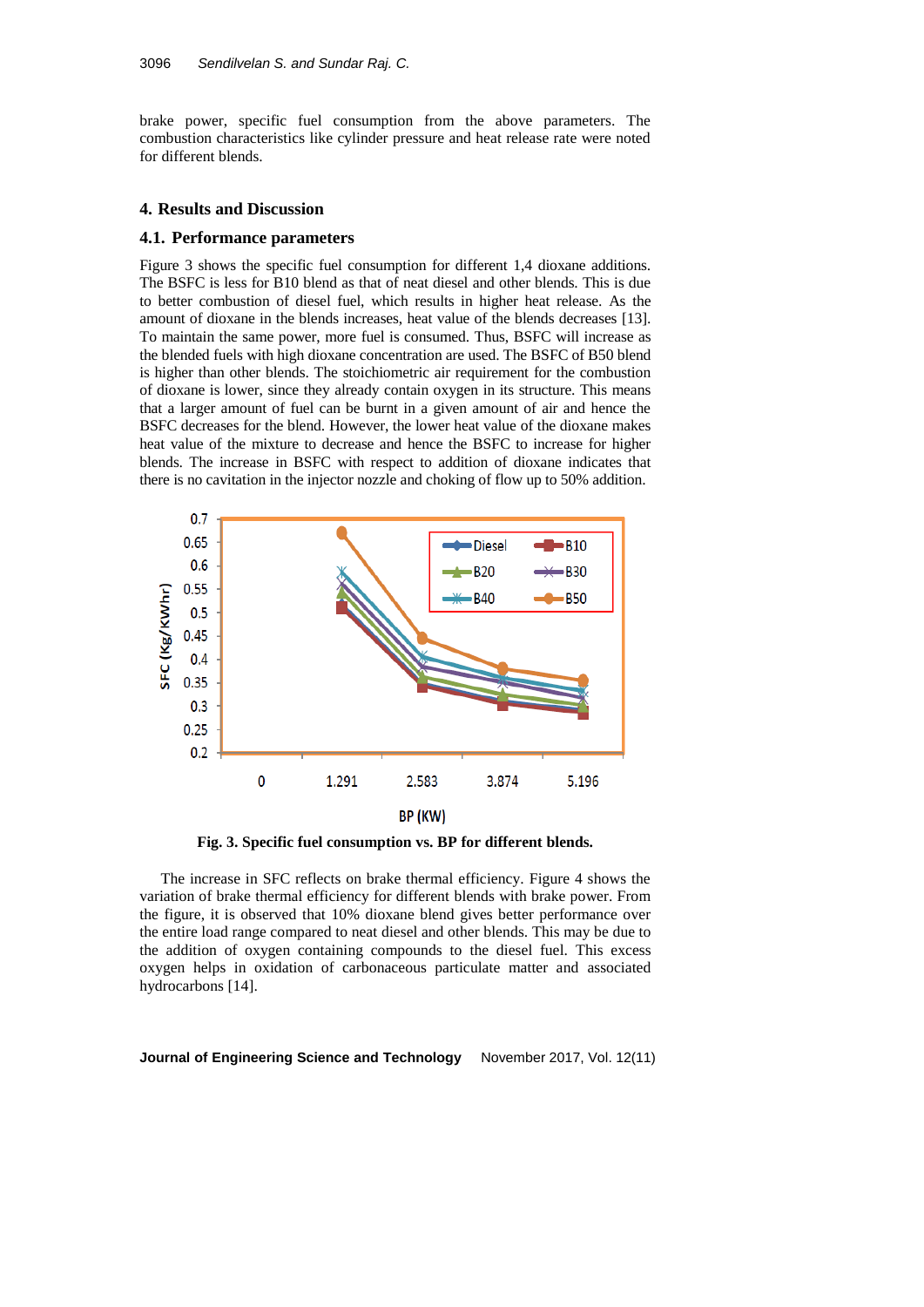brake power, specific fuel consumption from the above parameters. The combustion characteristics like cylinder pressure and heat release rate were noted for different blends.

## 4. Results and Discussion

### 4.1. Performance parameters

Figure 3 shows the specific fuel consumption for different 1,4 dioxane additions. The BSFC is less for B10 blend as that of neat diesel and other blends. This is due to better combustion of diesel fuel, which results in higher heat release. As the amount of dioxane in the blends increases, heat value of the blends decreases [13]. To maintain the same power, more fuel is consumed. Thus, BSFC will increase as the blended fuels with high dioxane concentration are used. The BSFC of B50 blend is higher than other blends. The stoichiometric air requirement for the combustion of dioxane is lower, since they already contain oxygen in its structure. This means that a larger amount of fuel can be burnt in a given amount of air and hence the BSFC decreases for the blend. However, the lower heat value of the dioxane makes heat value of the mixture to decrease and hence the BSFC to increase for higher blends. The increase in BSFC with respect to addition of dioxane indicates that there is no cavitation in the injector nozzle and choking of flow up to 50% addition.

**Fig. 3. Specific fuel consumption vs. BP for different blends.**

The increase in SFC reflects on brake thermal efficiency. Figure 4 shows the variation of brake thermal efficiency for different blends with brake power. From the figure, it is observed that 10% dioxane blend gives better performance over the entire load range compared to neat diesel and other blends. This may be due to the addition of oxygen containing compounds to the diesel fuel. This excess oxygen helps in oxidation of carbonaceous particulate matter and associated hydrocarbons [14].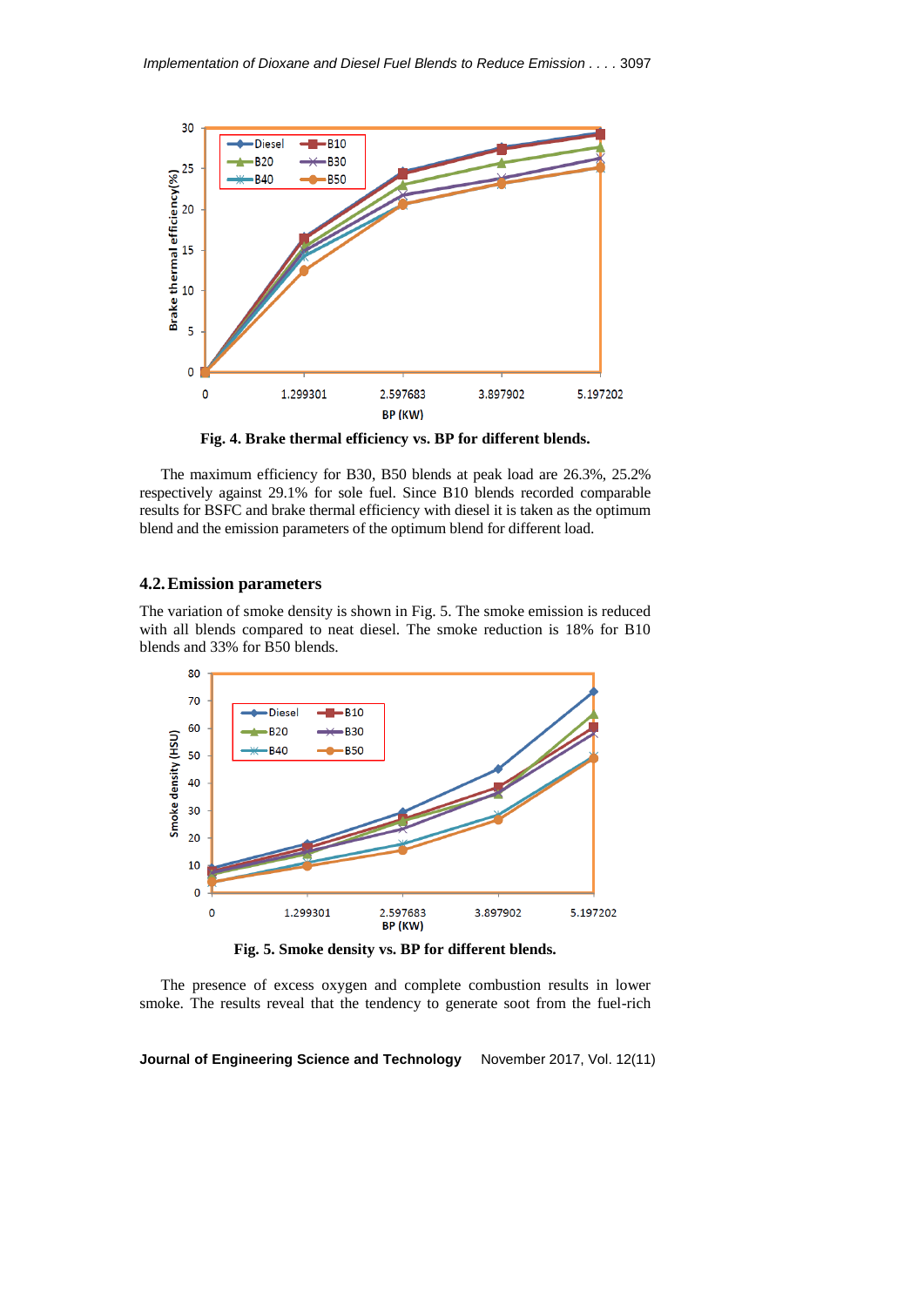Fig. 4. Brake thermal efficiency vs. BP for different blends.

The maximum efficiency for B30, B50 blends at peak load are 26.3%, 25.2% respectively against 29.1% for sole fuel. Since B10 blends recorded comparable results for BSFC and brake thermal efficiency with diesel it is taken as the optimum blend and the emission parameters of the optimum blend for different load.

## 4.2. Emission parameters

The variation of smoke density is shown in Fig. 5. The smoke emission is reduced with all blends compared to neat diesel. The smoke reduction is 18% for B10 blends and 33% for B50 blends.

Fig. 5. Smoke density vs. BP for different blends.

The presence of excess oxygen and complete combustion results in lower smoke. The results reveal that the tendency to generate soot from the fuel-rich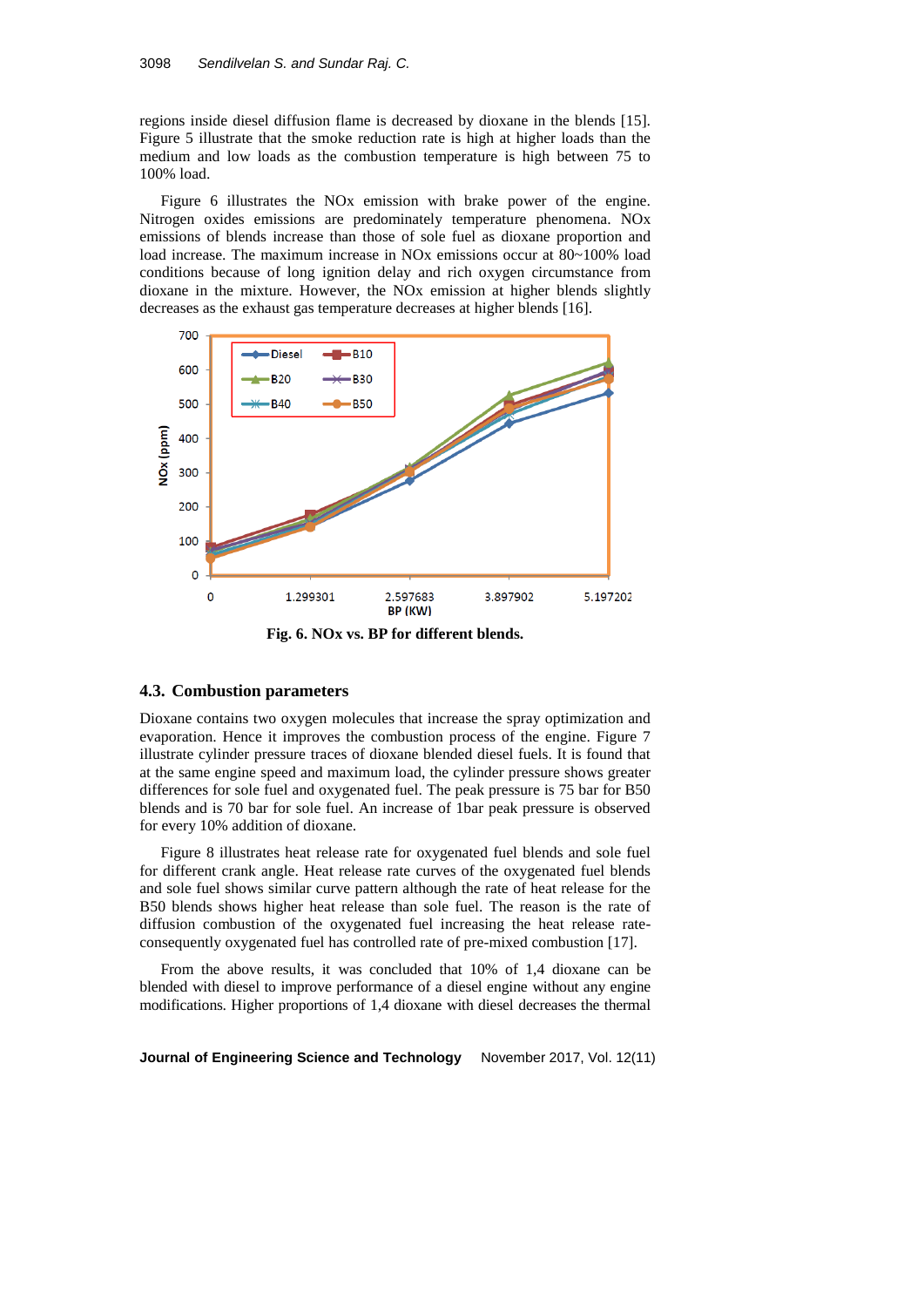regions inside diesel diffusion flame is decreased by dioxane in the blends [15]. Figure 5 illustrate that the smoke reduction rate is high at higher loads than the medium and low loads as the combustion temperature is high between 75 to 100% load.

Figure 6 illustrates the NOx emission with brake power of the engine. Nitrogen oxides emissions are predominately temperature phenomena. NOx emissions of blends increase than those of sole fuel as dioxane proportion and load increase. The maximum increase in NOx emissions occur at 80~100% load conditions because of long ignition delay and rich oxygen circumstance from dioxane in the mixture. However, the NOx emission at higher blends slightly decreases as the exhaust gas temperature decreases at higher blends [16].

**Fig. 6. NOx vs. BP for different blends.**

### 4.3. Combustion parameters

Dioxane contains two oxygen molecules that increase the spray optimization and evaporation. Hence it improves the combustion process of the engine. Figure 7 illustrate cylinder pressure traces of dioxane blended diesel fuels. It is found that at the same engine speed and maximum load, the cylinder pressure shows greater differences for sole fuel and oxygenated fuel. The peak pressure is 75 bar for B50 blends and is 70 bar for sole fuel. An increase of 1bar peak pressure is observed for every 10% addition of dioxane.

Figure 8 illustrates heat release rate for oxygenated fuel blends and sole fuel for different crank angle. Heat release rate curves of the oxygenated fuel blends and sole fuel shows similar curve pattern although the rate of heat release for the B50 blends shows higher heat release than sole fuel. The reason is the rate of diffusion combustion of the oxygenated fuel increasing the heat release rate-consequently oxygenated fuel has controlled rate of pre-mixed combustion [17].

From the above results, it was concluded that 10% of 1,4 dioxane can be blended with diesel to improve performance of a diesel engine without any engine modifications. Higher proportions of 1,4 dioxane with diesel decreases the thermal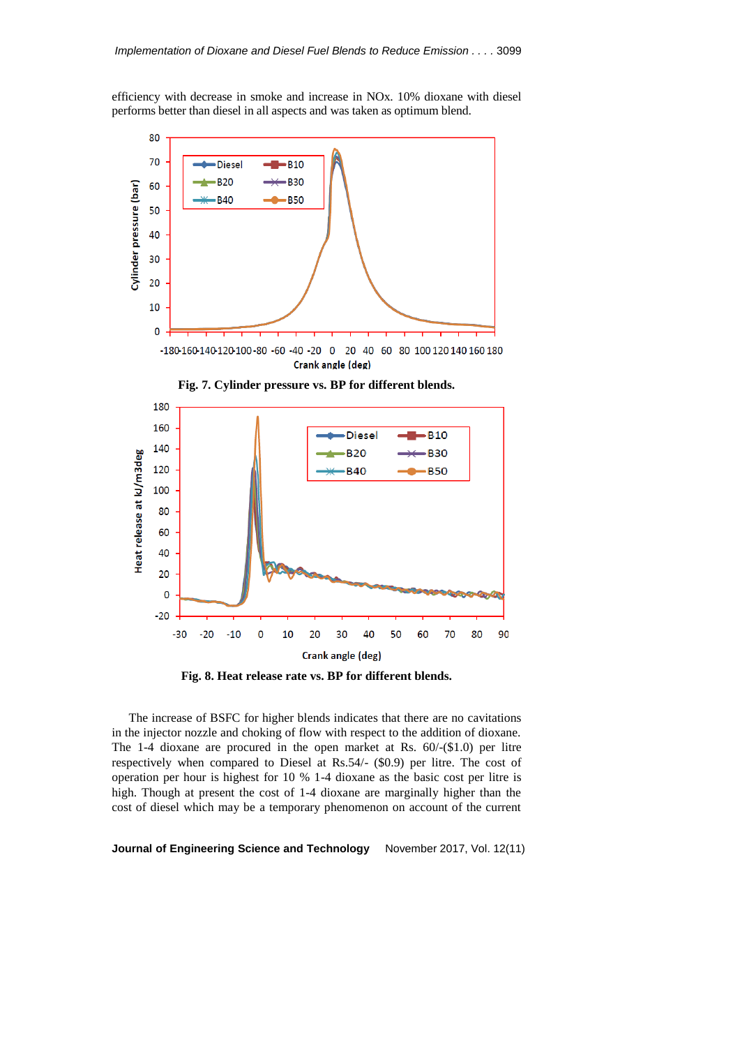efficiency with decrease in smoke and increase in NOx. 10% dioxane with diesel performs better than diesel in all aspects and was taken as optimum blend.

**Fig. 7. Cylinder pressure vs. BP for different blends.**

**Fig. 8. Heat release rate vs. BP for different blends.**

The increase of BSFC for higher blends indicates that there are no cavitations in the injector nozzle and choking of flow with respect to the addition of dioxane. The 1-4 dioxane are procured in the open market at Rs. 60/-($1.0) per litre respectively when compared to Diesel at Rs.54/- ($0.9) per litre. The cost of operation per hour is highest for 10 % 1-4 dioxane as the basic cost per litre is high. Though at present the cost of 1-4 dioxane are marginally higher than the cost of diesel which may be a temporary phenomenon on account of the current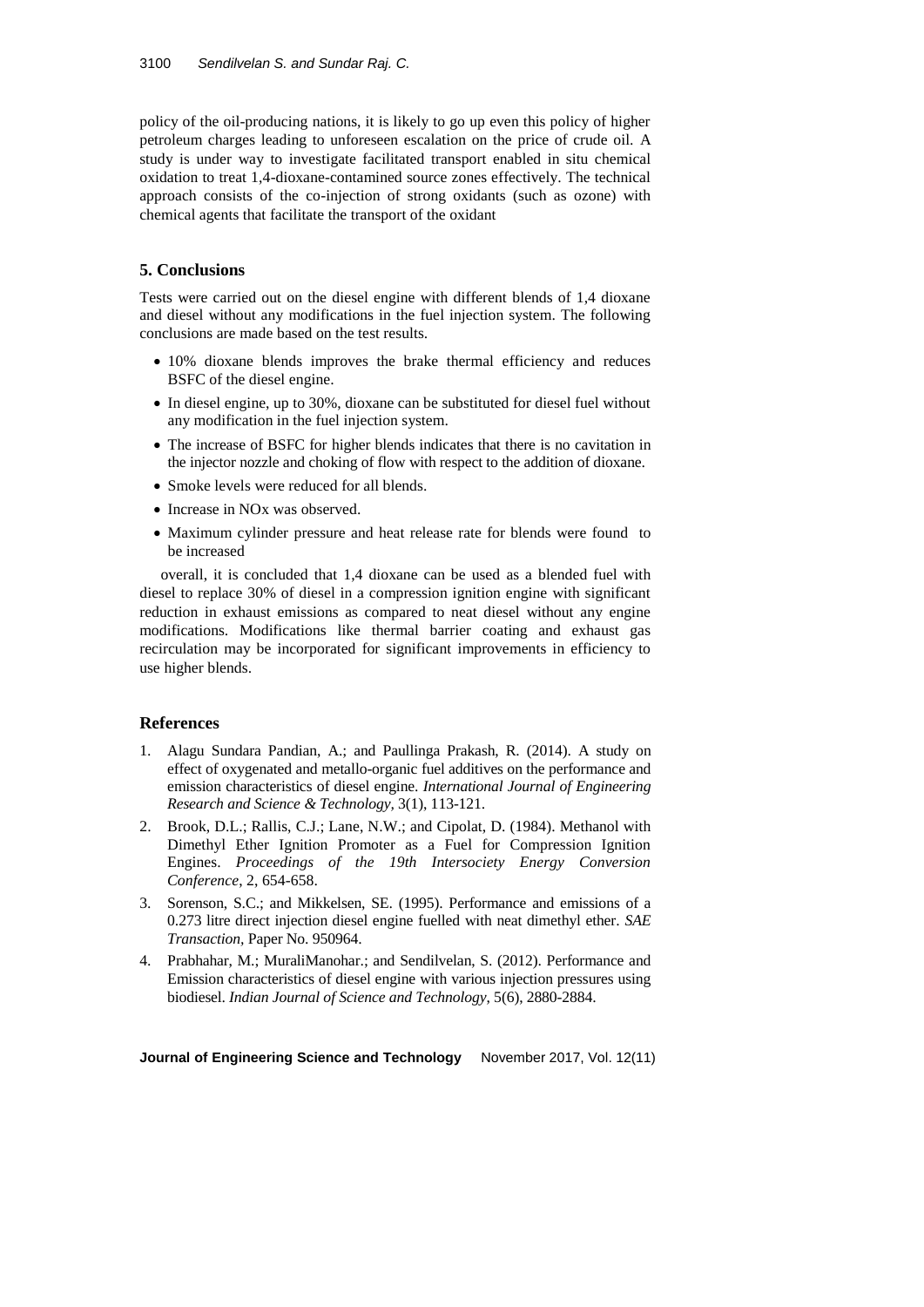policy of the oil-producing nations, it is likely to go up even this policy of higher petroleum charges leading to unforeseen escalation on the price of crude oil. A study is under way to investigate facilitated transport enabled in situ chemical oxidation to treat 1,4-dioxane-contamined source zones effectively. The technical approach consists of the co-injection of strong oxidants (such as ozone) with chemical agents that facilitate the transport of the oxidant

## 5. Conclusions

Tests were carried out on the diesel engine with different blends of 1,4 dioxane and diesel without any modifications in the fuel injection system. The following conclusions are made based on the test results.

- 10% dioxane blends improves the brake thermal efficiency and reduces BSFC of the diesel engine.
- In diesel engine, up to 30%, dioxane can be substituted for diesel fuel without any modification in the fuel injection system.
- The increase of BSFC for higher blends indicates that there is no cavitation in the injector nozzle and choking of flow with respect to the addition of dioxane.
- Smoke levels were reduced for all blends.
- Increase in NOx was observed.
- Maximum cylinder pressure and heat release rate for blends were found to be increased

overall, it is concluded that 1,4 dioxane can be used as a blended fuel with diesel to replace 30% of diesel in a compression ignition engine with significant reduction in exhaust emissions as compared to neat diesel without any engine modifications. Modifications like thermal barrier coating and exhaust gas recirculation may be incorporated for significant improvements in efficiency to use higher blends.

## References

1. Alagu Sundara Pandian, A.; and Paullinga Prakash, R. (2014). A study on effect of oxygenated and metallo-organic fuel additives on the performance and emission characteristics of diesel engine. *International Journal of Engineering Research and Science & Technology,* 3(1), 113-121.
2. Brook, D.L.; Rallis, C.J.; Lane, N.W.; and Cipolat, D. (1984). Methanol with Dimethyl Ether Ignition Promoter as a Fuel for Compression Ignition Engines. *Proceedings of the 19th Intersociety Energy Conversion Conference*, 2, 654-658.
3. Sorenson, S.C.; and Mikkelsen, SE. (1995). Performance and emissions of a 0.273 litre direct injection diesel engine fuelled with neat dimethyl ether. *SAE Transaction*, Paper No. 950964.
4. Prabhahar, M.; MuraliManohar.; and Sendilvelan, S. (2012). Performance and Emission characteristics of diesel engine with various injection pressures using biodiesel. *Indian Journal of Science and Technology*, 5(6), 2880-2884.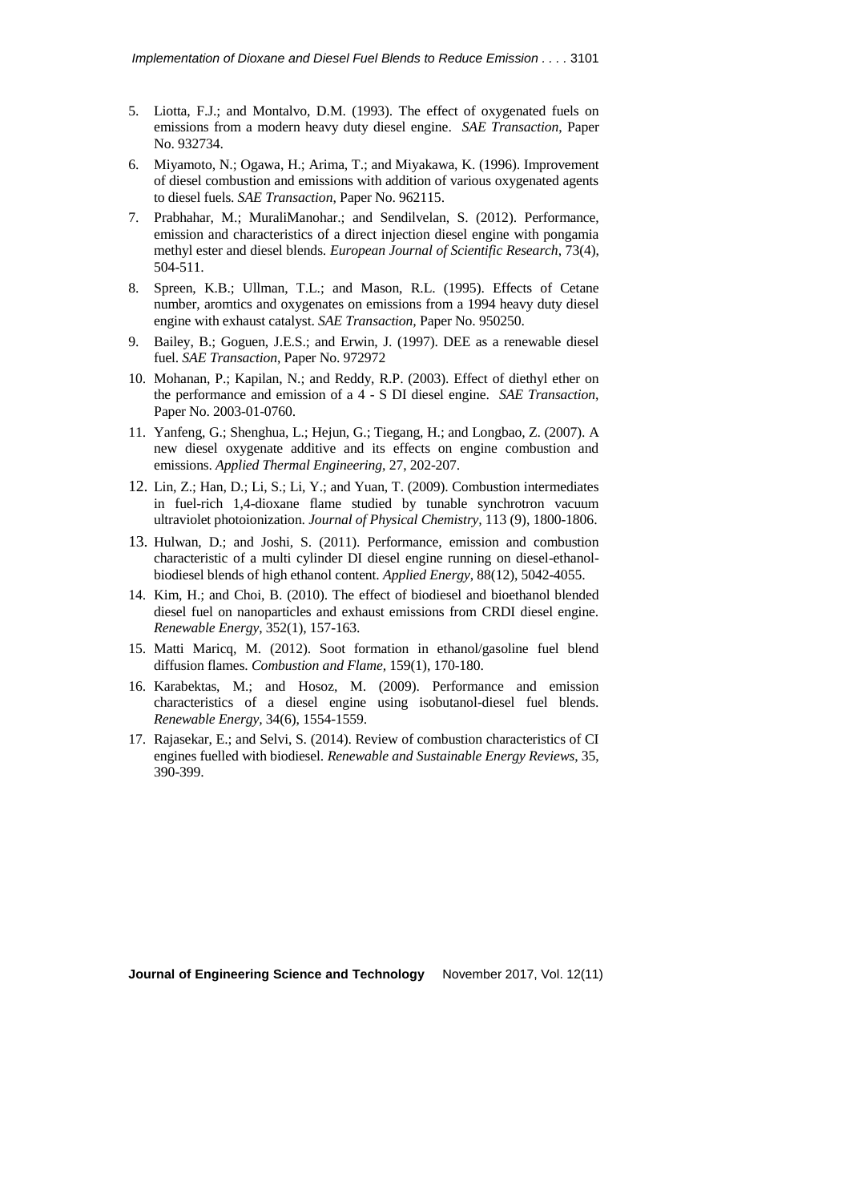5. Liotta, F.J.; and Montalvo, D.M. (1993). The effect of oxygenated fuels on emissions from a modern heavy duty diesel engine. *SAE Transaction*, Paper No. 932734.
6. Miyamoto, N.; Ogawa, H.; Arima, T.; and Miyakawa, K. (1996). Improvement of diesel combustion and emissions with addition of various oxygenated agents to diesel fuels. *SAE Transaction*, Paper No. 962115.
7. Prabhahar, M.; MuraliManohar.; and Sendilvelan, S. (2012). Performance, emission and characteristics of a direct injection diesel engine with pongamia methyl ester and diesel blends. *European Journal of Scientific Research*, 73(4), 504-511.
8. Spreen, K.B.; Ullman, T.L.; and Mason, R.L. (1995). Effects of Cetane number, aromtics and oxygenates on emissions from a 1994 heavy duty diesel engine with exhaust catalyst. *SAE Transaction*, Paper No. 950250.
9. Bailey, B.; Goguen, J.E.S.; and Erwin, J. (1997). DEE as a renewable diesel fuel. *SAE Transaction*, Paper No. 972972
10. Mohanan, P.; Kapilan, N.; and Reddy, R.P. (2003). Effect of diethyl ether on the performance and emission of a 4 - S DI diesel engine. *SAE Transaction*, Paper No. 2003-01-0760.
11. Yanfeng, G.; Shenghua, L.; Hejun, G.; Tiegang, H.; and Longbao, Z. (2007). A new diesel oxygenate additive and its effects on engine combustion and emissions. *Applied Thermal Engineering*, 27, 202-207.
12. Lin, Z.; Han, D.; Li, S.; Li, Y.; and Yuan, T. (2009). Combustion intermediates in fuel-rich 1,4-dioxane flame studied by tunable synchrotron vacuum ultraviolet photoionization. *Journal of Physical Chemistry*, 113 (9), 1800-1806.
13. Hulwan, D.; and Joshi, S. (2011). Performance, emission and combustion characteristic of a multi cylinder DI diesel engine running on diesel-ethanol-biodiesel blends of high ethanol content. *Applied Energy*, 88(12), 5042-4055.
14. Kim, H.; and Choi, B. (2010). The effect of biodiesel and bioethanol blended diesel fuel on nanoparticles and exhaust emissions from CRDI diesel engine. *Renewable Energy*, 352(1), 157-163.
15. Matti Maricq, M. (2012). Soot formation in ethanol/gasoline fuel blend diffusion flames. *Combustion and Flame*, 159(1), 170-180.
16. Karabektas, M.; and Hosoz, M. (2009). Performance and emission characteristics of a diesel engine using isobutanol-diesel fuel blends. *Renewable Energy*, 34(6), 1554-1559.
17. Rajasekar, E.; and Selvi, S. (2014). Review of combustion characteristics of CI engines fuelled with biodiesel. *Renewable and Sustainable Energy Reviews*, 35, 390-399.